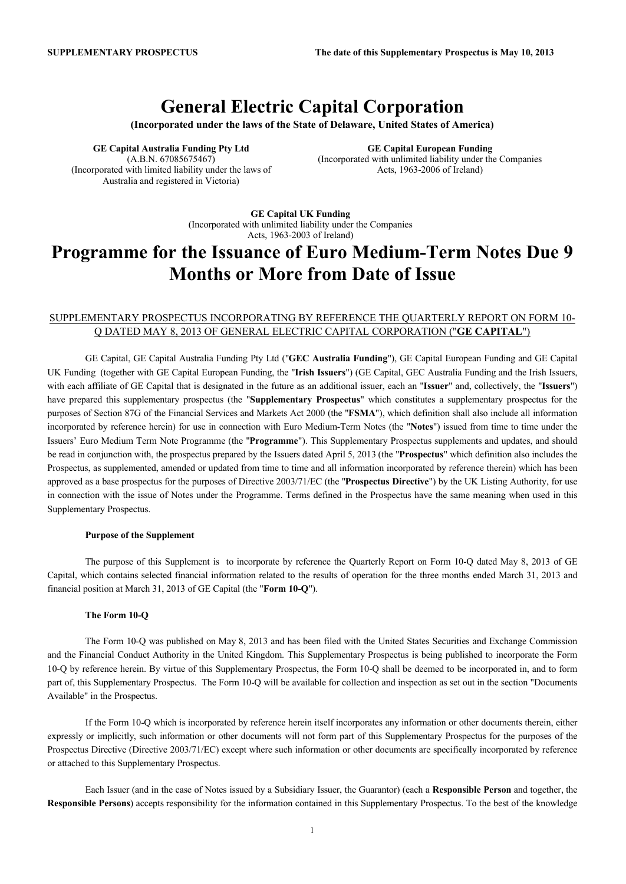**SUPPLEMENTARY PROSPECTUS** **The date of this Supplementary Prospectus is May 10, 2013**

# General Electric Capital Corporation

**(Incorporated under the laws of the State of Delaware, United States of America)**

**GE Capital Australia Funding Pty Ltd**
(A.B.N. 67085675467)
(Incorporated with limited liability under the laws of Australia and registered in Victoria)

**GE Capital European Funding**
(Incorporated with unlimited liability under the Companies Acts, 1963-2006 of Ireland)

**GE Capital UK Funding**
(Incorporated with unlimited liability under the Companies Acts, 1963-2003 of Ireland)

# Programme for the Issuance of Euro Medium-Term Notes Due 9 Months or More from Date of Issue

SUPPLEMENTARY PROSPECTUS INCORPORATING BY REFERENCE THE QUARTERLY REPORT ON FORM 10-Q DATED MAY 8, 2013 OF GENERAL ELECTRIC CAPITAL CORPORATION ("**GE CAPITAL**")

GE Capital, GE Capital Australia Funding Pty Ltd ("**GEC Australia Funding**"), GE Capital European Funding and GE Capital UK Funding (together with GE Capital European Funding, the "**Irish Issuers**") (GE Capital, GEC Australia Funding and the Irish Issuers, with each affiliate of GE Capital that is designated in the future as an additional issuer, each an "**Issuer**" and, collectively, the "**Issuers**") have prepared this supplementary prospectus (the "**Supplementary Prospectus**" which constitutes a supplementary prospectus for the purposes of Section 87G of the Financial Services and Markets Act 2000 (the "**FSMA**"), which definition shall also include all information incorporated by reference herein) for use in connection with Euro Medium-Term Notes (the "**Notes**") issued from time to time under the Issuers' Euro Medium Term Note Programme (the "**Programme**"). This Supplementary Prospectus supplements and updates, and should be read in conjunction with, the prospectus prepared by the Issuers dated April 5, 2013 (the "**Prospectus**" which definition also includes the Prospectus, as supplemented, amended or updated from time to time and all information incorporated by reference therein) which has been approved as a base prospectus for the purposes of Directive 2003/71/EC (the "**Prospectus Directive**") by the UK Listing Authority, for use in connection with the issue of Notes under the Programme. Terms defined in the Prospectus have the same meaning when used in this Supplementary Prospectus.

**Purpose of the Supplement**

The purpose of this Supplement is to incorporate by reference the Quarterly Report on Form 10-Q dated May 8, 2013 of GE Capital, which contains selected financial information related to the results of operation for the three months ended March 31, 2013 and financial position at March 31, 2013 of GE Capital (the "**Form 10-Q**").

**The Form 10-Q**

The Form 10-Q was published on May 8, 2013 and has been filed with the United States Securities and Exchange Commission and the Financial Conduct Authority in the United Kingdom. This Supplementary Prospectus is being published to incorporate the Form 10-Q by reference herein. By virtue of this Supplementary Prospectus, the Form 10-Q shall be deemed to be incorporated in, and to form part of, this Supplementary Prospectus. The Form 10-Q will be available for collection and inspection as set out in the section "Documents Available" in the Prospectus.

If the Form 10-Q which is incorporated by reference herein itself incorporates any information or other documents therein, either expressly or implicitly, such information or other documents will not form part of this Supplementary Prospectus for the purposes of the Prospectus Directive (Directive 2003/71/EC) except where such information or other documents are specifically incorporated by reference or attached to this Supplementary Prospectus.

Each Issuer (and in the case of Notes issued by a Subsidiary Issuer, the Guarantor) (each a **Responsible Person** and together, the **Responsible Persons**) accepts responsibility for the information contained in this Supplementary Prospectus. To the best of the knowledge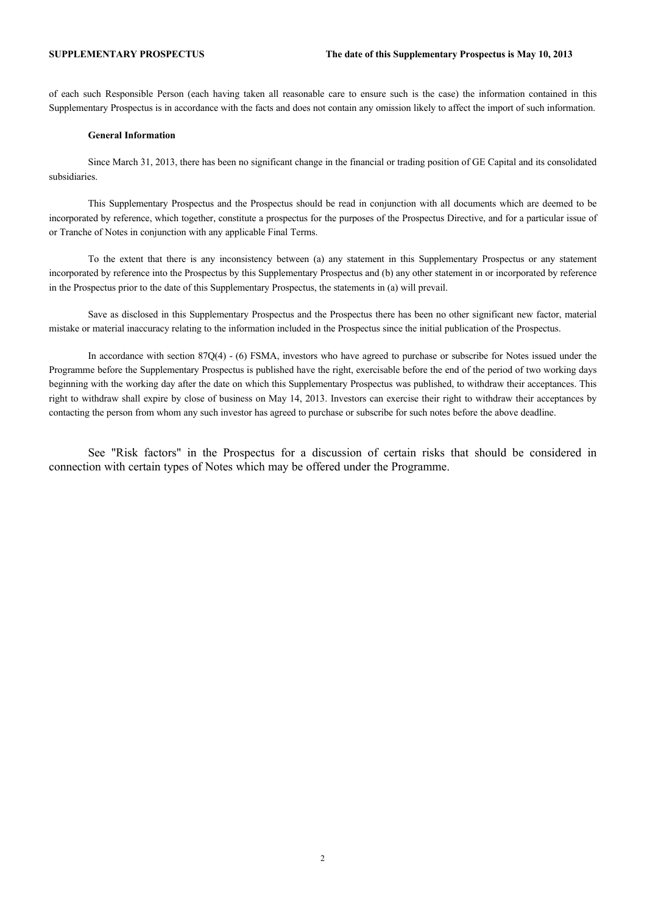of each such Responsible Person (each having taken all reasonable care to ensure such is the case) the information contained in this Supplementary Prospectus is in accordance with the facts and does not contain any omission likely to affect the import of such information.

**General Information**

Since March 31, 2013, there has been no significant change in the financial or trading position of GE Capital and its consolidated subsidiaries.

This Supplementary Prospectus and the Prospectus should be read in conjunction with all documents which are deemed to be incorporated by reference, which together, constitute a prospectus for the purposes of the Prospectus Directive, and for a particular issue of or Tranche of Notes in conjunction with any applicable Final Terms.

To the extent that there is any inconsistency between (a) any statement in this Supplementary Prospectus or any statement incorporated by reference into the Prospectus by this Supplementary Prospectus and (b) any other statement in or incorporated by reference in the Prospectus prior to the date of this Supplementary Prospectus, the statements in (a) will prevail.

Save as disclosed in this Supplementary Prospectus and the Prospectus there has been no other significant new factor, material mistake or material inaccuracy relating to the information included in the Prospectus since the initial publication of the Prospectus.

In accordance with section 87Q(4) - (6) FSMA, investors who have agreed to purchase or subscribe for Notes issued under the Programme before the Supplementary Prospectus is published have the right, exercisable before the end of the period of two working days beginning with the working day after the date on which this Supplementary Prospectus was published, to withdraw their acceptances. This right to withdraw shall expire by close of business on May 14, 2013. Investors can exercise their right to withdraw their acceptances by contacting the person from whom any such investor has agreed to purchase or subscribe for such notes before the above deadline.

See "Risk factors" in the Prospectus for a discussion of certain risks that should be considered in connection with certain types of Notes which may be offered under the Programme.